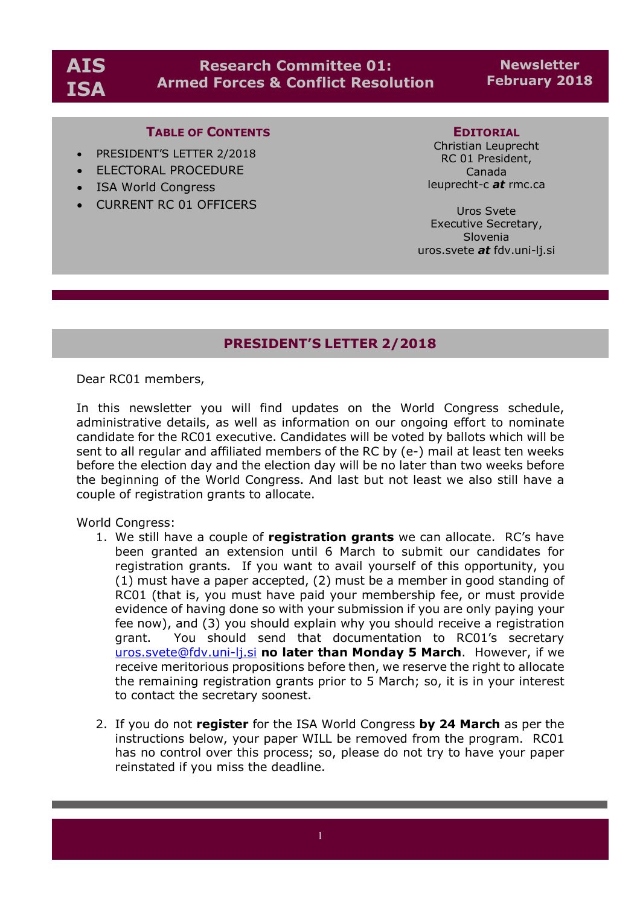# AIS ISA

## Research Committee 01: Armed Forces & Conflict Resolution

**Newsletter February 2018**

### TABLE OF CONTENTS

- PRESIDENT'S LETTER 2/2018
- ELECTORAL PROCEDURE
- ISA World Congress
- CURRENT RC 01 OFFICERS

### EDITORIAL

Christian Leuprecht
RC 01 President,
Canada
leuprecht-c ***at*** rmc.ca

Uros Svete
Executive Secretary,
Slovenia
uros.svete ***at*** fdv.uni-lj.si

## PRESIDENT'S LETTER 2/2018

Dear RC01 members,

In this newsletter you will find updates on the World Congress schedule, administrative details, as well as information on our ongoing effort to nominate candidate for the RC01 executive. Candidates will be voted by ballots which will be sent to all regular and affiliated members of the RC by (e-) mail at least ten weeks before the election day and the election day will be no later than two weeks before the beginning of the World Congress. And last but not least we also still have a couple of registration grants to allocate.

World Congress:

1. We still have a couple of **registration grants** we can allocate. RC's have been granted an extension until 6 March to submit our candidates for registration grants. If you want to avail yourself of this opportunity, you (1) must have a paper accepted, (2) must be a member in good standing of RC01 (that is, you must have paid your membership fee, or must provide evidence of having done so with your submission if you are only paying your fee now), and (3) you should explain why you should receive a registration grant. You should send that documentation to RC01's secretary uros.svete@fdv.uni-lj.si **no later than Monday 5 March**. However, if we receive meritorious propositions before then, we reserve the right to allocate the remaining registration grants prior to 5 March; so, it is in your interest to contact the secretary soonest.

2. If you do not **register** for the ISA World Congress **by 24 March** as per the instructions below, your paper WILL be removed from the program. RC01 has no control over this process; so, please do not try to have your paper reinstated if you miss the deadline.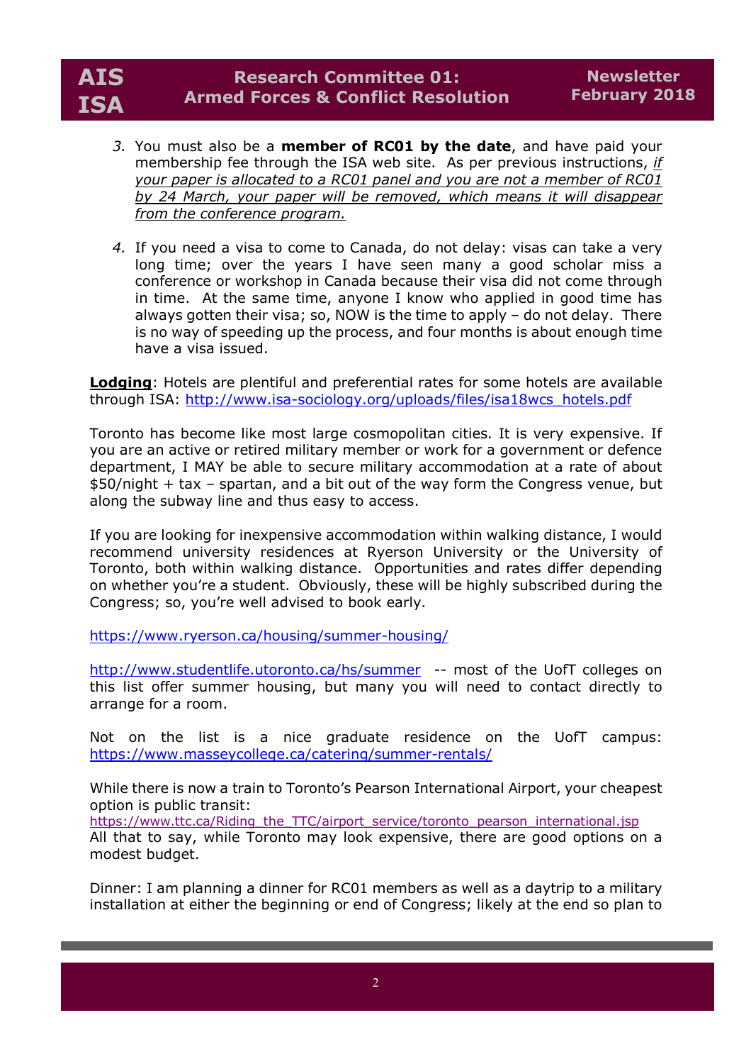3. You must also be a **member of RC01 by the date**, and have paid your membership fee through the ISA web site. As per previous instructions, *if your paper is allocated to a RC01 panel and you are not a member of RC01 by 24 March, your paper will be removed, which means it will disappear from the conference program.*

4. If you need a visa to come to Canada, do not delay: visas can take a very long time; over the years I have seen many a good scholar miss a conference or workshop in Canada because their visa did not come through in time. At the same time, anyone I know who applied in good time has always gotten their visa; so, NOW is the time to apply – do not delay. There is no way of speeding up the process, and four months is about enough time have a visa issued.

**Lodging**: Hotels are plentiful and preferential rates for some hotels are available through ISA: http://www.isa-sociology.org/uploads/files/isa18wcs_hotels.pdf

Toronto has become like most large cosmopolitan cities. It is very expensive. If you are an active or retired military member or work for a government or defence department, I MAY be able to secure military accommodation at a rate of about $50/night + tax – spartan, and a bit out of the way form the Congress venue, but along the subway line and thus easy to access.

If you are looking for inexpensive accommodation within walking distance, I would recommend university residences at Ryerson University or the University of Toronto, both within walking distance. Opportunities and rates differ depending on whether you're a student. Obviously, these will be highly subscribed during the Congress; so, you're well advised to book early.

https://www.ryerson.ca/housing/summer-housing/

http://www.studentlife.utoronto.ca/hs/summer -- most of the UofT colleges on this list offer summer housing, but many you will need to contact directly to arrange for a room.

Not on the list is a nice graduate residence on the UofT campus: https://www.masseycollege.ca/catering/summer-rentals/

While there is now a train to Toronto's Pearson International Airport, your cheapest option is public transit:
https://www.ttc.ca/Riding_the_TTC/airport_service/toronto_pearson_international.jsp
All that to say, while Toronto may look expensive, there are good options on a modest budget.

Dinner: I am planning a dinner for RC01 members as well as a daytrip to a military installation at either the beginning or end of Congress; likely at the end so plan to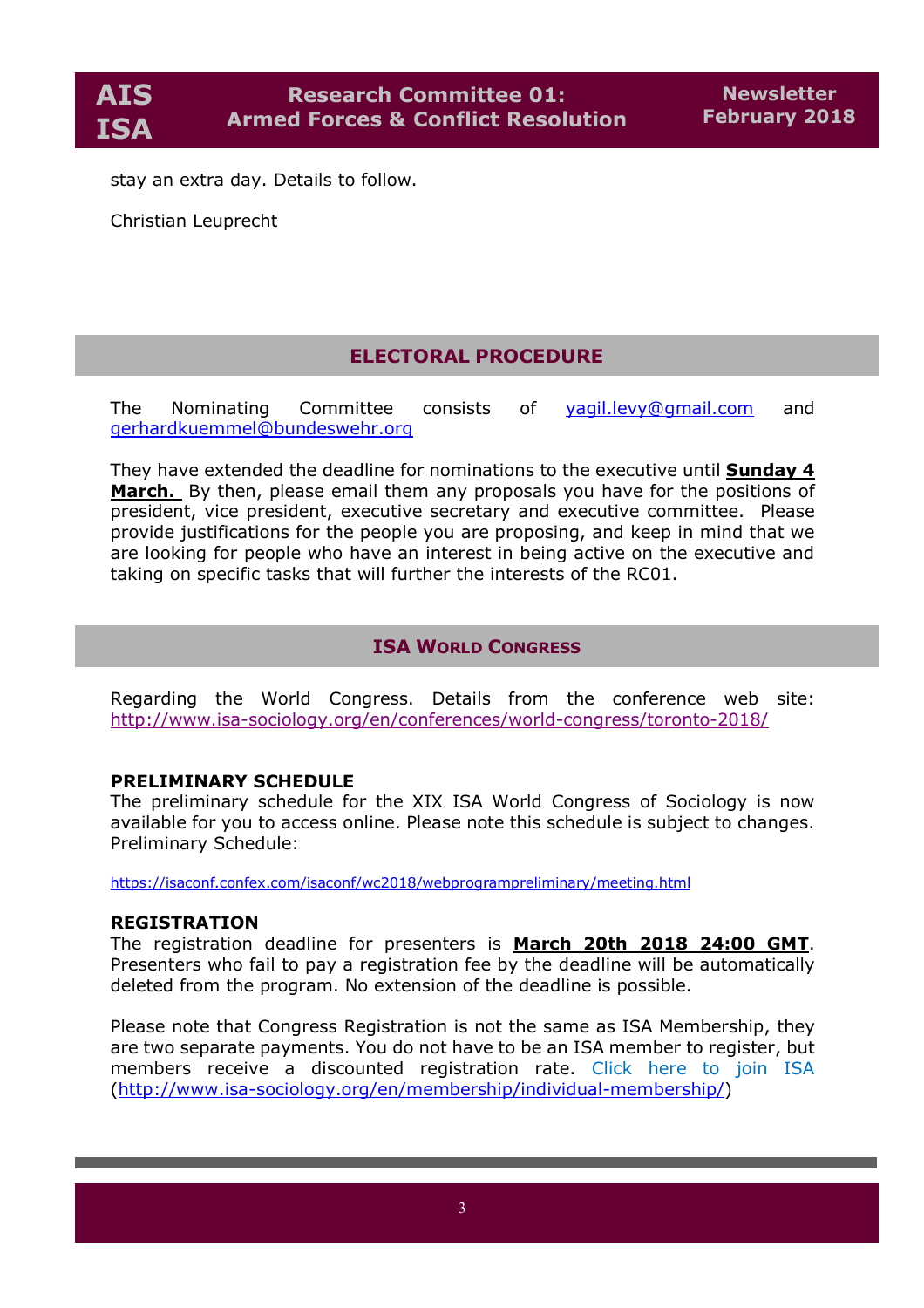stay an extra day. Details to follow.

Christian Leuprecht

## ELECTORAL PROCEDURE

The Nominating Committee consists of yagil.levy@gmail.com and gerhardkuemmel@bundeswehr.org

They have extended the deadline for nominations to the executive until **Sunday 4 March.** By then, please email them any proposals you have for the positions of president, vice president, executive secretary and executive committee. Please provide justifications for the people you are proposing, and keep in mind that we are looking for people who have an interest in being active on the executive and taking on specific tasks that will further the interests of the RC01.

## ISA WORLD CONGRESS

Regarding the World Congress. Details from the conference web site: http://www.isa-sociology.org/en/conferences/world-congress/toronto-2018/

### PRELIMINARY SCHEDULE

The preliminary schedule for the XIX ISA World Congress of Sociology is now available for you to access online. Please note this schedule is subject to changes. Preliminary Schedule:

https://isaconf.confex.com/isaconf/wc2018/webprogrampreliminary/meeting.html

### REGISTRATION

The registration deadline for presenters is **March 20th 2018 24:00 GMT**. Presenters who fail to pay a registration fee by the deadline will be automatically deleted from the program. No extension of the deadline is possible.

Please note that Congress Registration is not the same as ISA Membership, they are two separate payments. You do not have to be an ISA member to register, but members receive a discounted registration rate. Click here to join ISA (http://www.isa-sociology.org/en/membership/individual-membership/)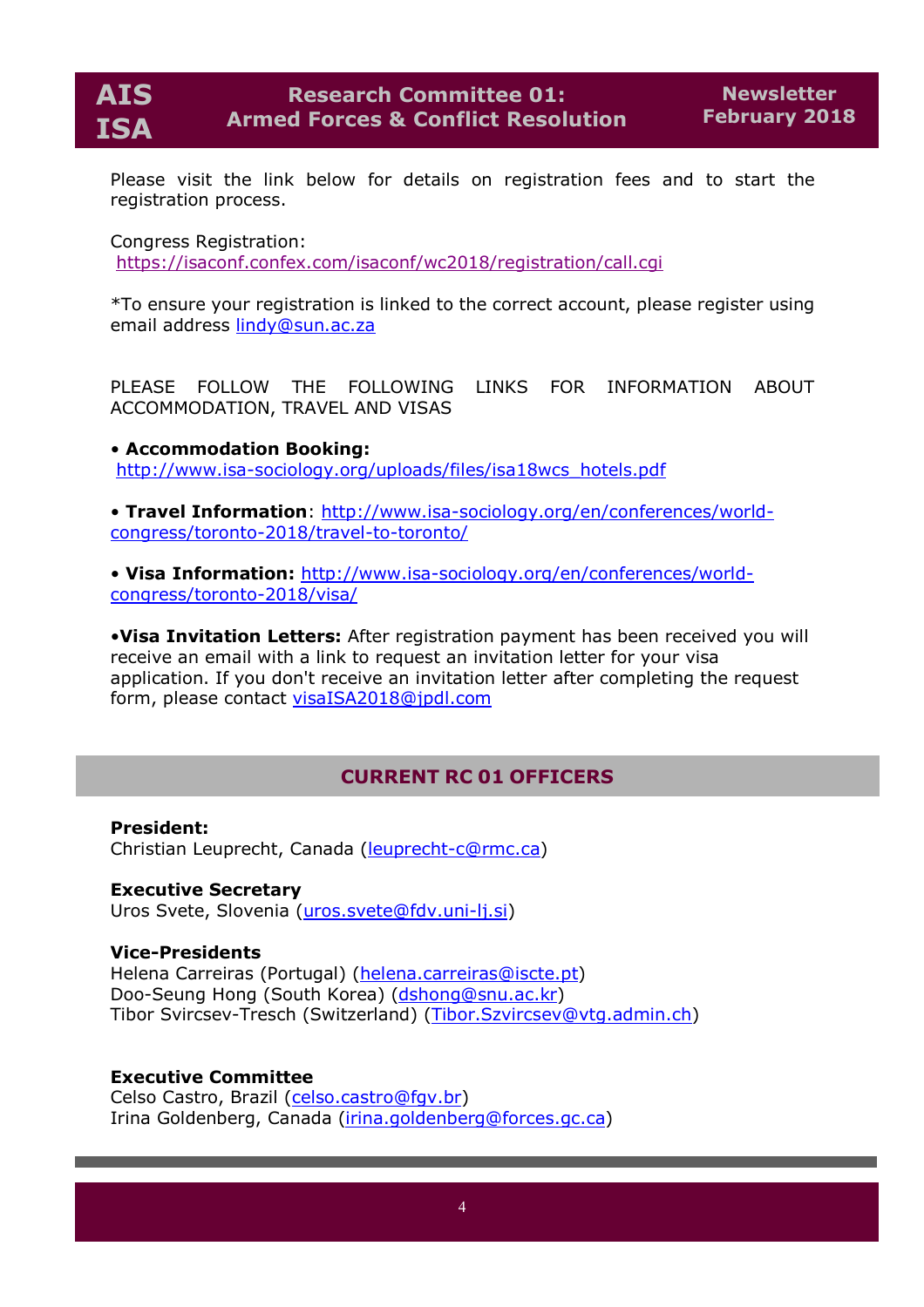Please visit the link below for details on registration fees and to start the registration process.

Congress Registration:
https://isaconf.confex.com/isaconf/wc2018/registration/call.cgi

*To ensure your registration is linked to the correct account, please register using email address lindy@sun.ac.za

PLEASE FOLLOW THE FOLLOWING LINKS FOR INFORMATION ABOUT ACCOMMODATION, TRAVEL AND VISAS

- **Accommodation Booking:** http://www.isa-sociology.org/uploads/files/isa18wcs_hotels.pdf

- **Travel Information**: http://www.isa-sociology.org/en/conferences/world-congress/toronto-2018/travel-to-toronto/

- **Visa Information:** http://www.isa-sociology.org/en/conferences/world-congress/toronto-2018/visa/

- **Visa Invitation Letters:** After registration payment has been received you will receive an email with a link to request an invitation letter for your visa application. If you don't receive an invitation letter after completing the request form, please contact visaISA2018@jpdl.com

## CURRENT RC 01 OFFICERS

**President:**
Christian Leuprecht, Canada (leuprecht-c@rmc.ca)

**Executive Secretary**
Uros Svete, Slovenia (uros.svete@fdv.uni-lj.si)

**Vice-Presidents**
Helena Carreiras (Portugal) (helena.carreiras@iscte.pt)
Doo-Seung Hong (South Korea) (dshong@snu.ac.kr)
Tibor Svircsev-Tresch (Switzerland) (Tibor.Szvircsev@vtg.admin.ch)

**Executive Committee**
Celso Castro, Brazil (celso.castro@fgv.br)
Irina Goldenberg, Canada (irina.goldenberg@forces.gc.ca)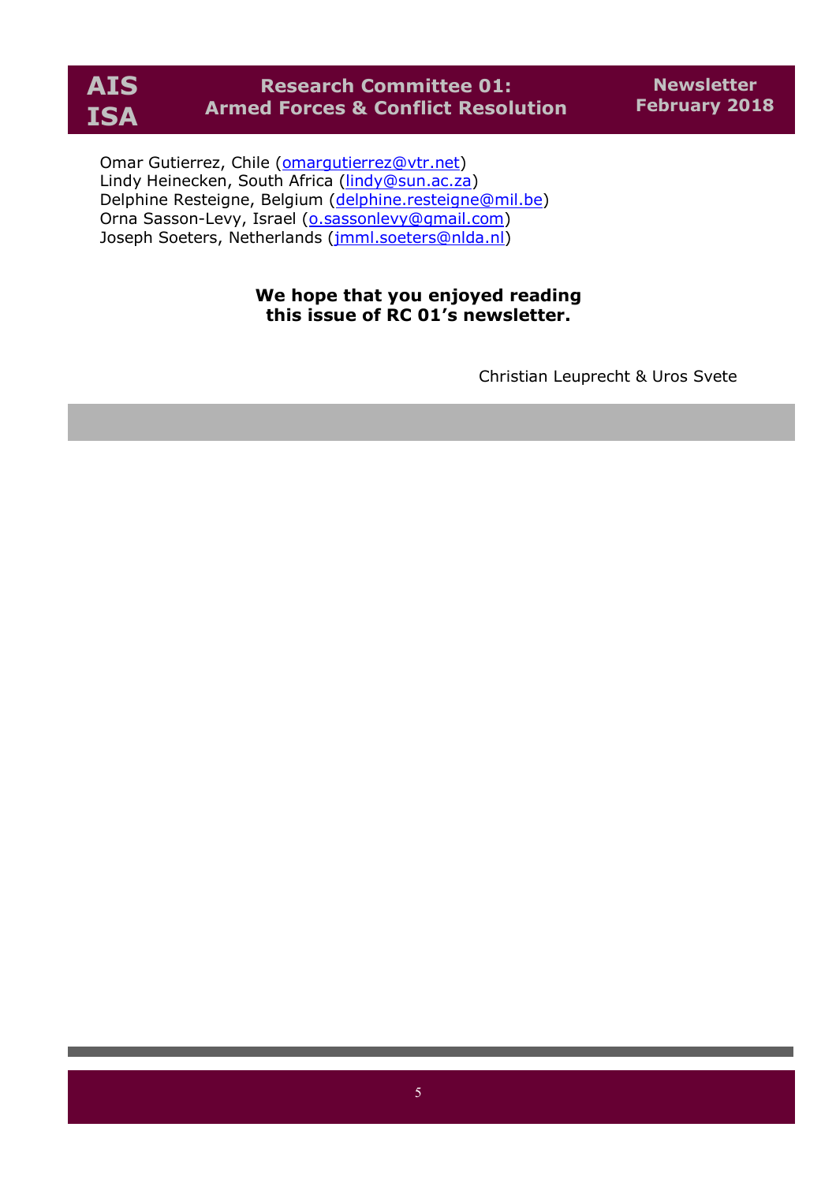Omar Gutierrez, Chile (omargutierrez@vtr.net)
Lindy Heinecken, South Africa (lindy@sun.ac.za)
Delphine Resteigne, Belgium (delphine.resteigne@mil.be)
Orna Sasson-Levy, Israel (o.sassonlevy@gmail.com)
Joseph Soeters, Netherlands (jmml.soeters@nlda.nl)

**We hope that you enjoyed reading this issue of RC 01's newsletter.**

Christian Leuprecht & Uros Svete